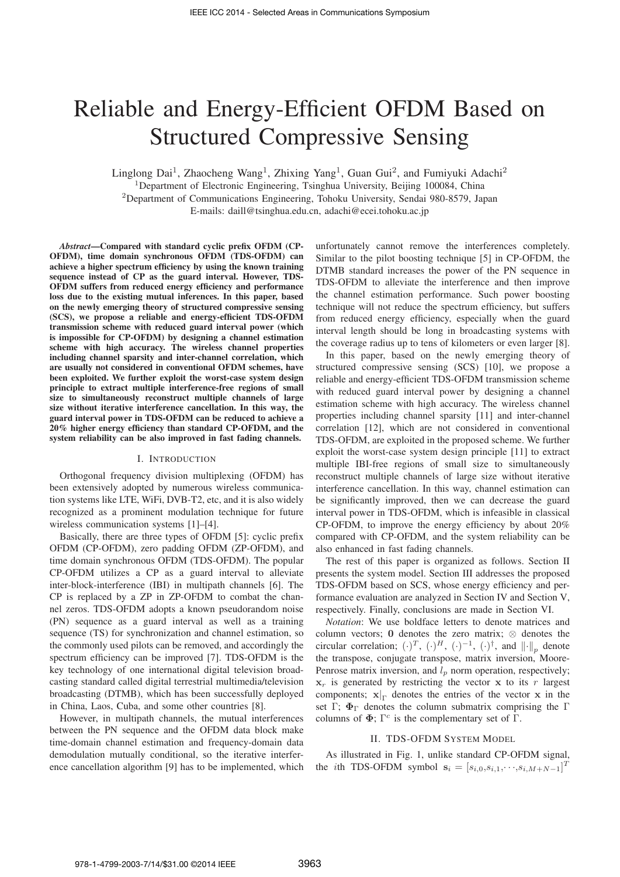# Reliable and Energy-Efficient OFDM Based on Structured Compressive Sensing

Linglong Dai[1], Zhaocheng Wang[1], Zhixing Yang[1], Guan Gui[2], and Fumiyuki Adachi[2]

[1]Department of Electronic Engineering, Tsinghua University, Beijing 100084, China

[2]Department of Communications Engineering, Tohoku University, Sendai 980-8579, Japan

E-mails: daill@tsinghua.edu.cn, adachi@ecei.tohoku.ac.jp

***Abstract*—Compared with standard cyclic prefix OFDM (CP-OFDM), time domain synchronous OFDM (TDS-OFDM) can achieve a higher spectrum efficiency by using the known training sequence instead of CP as the guard interval. However, TDS-OFDM suffers from reduced energy efficiency and performance loss due to the existing mutual inferences. In this paper, based on the newly emerging theory of structured compressive sensing (SCS), we propose a reliable and energy-efficient TDS-OFDM transmission scheme with reduced guard interval power (which is impossible for CP-OFDM) by designing a channel estimation scheme with high accuracy. The wireless channel properties including channel sparsity and inter-channel correlation, which are usually not considered in conventional OFDM schemes, have been exploited. We further exploit the worst-case system design principle to extract multiple interference-free regions of small size to simultaneously reconstruct multiple channels of large size without iterative interference cancellation. In this way, the guard interval power in TDS-OFDM can be reduced to achieve a 20% higher energy efficiency than standard CP-OFDM, and the system reliability can be also improved in fast fading channels.**

## I. Introduction

Orthogonal frequency division multiplexing (OFDM) has been extensively adopted by numerous wireless communication systems like LTE, WiFi, DVB-T2, etc, and it is also widely recognized as a prominent modulation technique for future wireless communication systems [1]–[4].

Basically, there are three types of OFDM [5]: cyclic prefix OFDM (CP-OFDM), zero padding OFDM (ZP-OFDM), and time domain synchronous OFDM (TDS-OFDM). The popular CP-OFDM utilizes a CP as a guard interval to alleviate inter-block-interference (IBI) in multipath channels [6]. The CP is replaced by a ZP in ZP-OFDM to combat the channel zeros. TDS-OFDM adopts a known pseudorandom noise (PN) sequence as a guard interval as well as a training sequence (TS) for synchronization and channel estimation, so the commonly used pilots can be removed, and accordingly the spectrum efficiency can be improved [7]. TDS-OFDM is the key technology of one international digital television broadcasting standard called digital terrestrial multimedia/television broadcasting (DTMB), which has been successfully deployed in China, Laos, Cuba, and some other countries [8].

However, in multipath channels, the mutual interferences between the PN sequence and the OFDM data block make time-domain channel estimation and frequency-domain data demodulation mutually conditional, so the iterative interference cancellation algorithm [9] has to be implemented, which unfortunately cannot remove the interferences completely. Similar to the pilot boosting technique [5] in CP-OFDM, the DTMB standard increases the power of the PN sequence in TDS-OFDM to alleviate the interference and then improve the channel estimation performance. Such power boosting technique will not reduce the spectrum efficiency, but suffers from reduced energy efficiency, especially when the guard interval length should be long in broadcasting systems with the coverage radius up to tens of kilometers or even larger [8].

In this paper, based on the newly emerging theory of structured compressive sensing (SCS) [10], we propose a reliable and energy-efficient TDS-OFDM transmission scheme with reduced guard interval power by designing a channel estimation scheme with high accuracy. The wireless channel properties including channel sparsity [11] and inter-channel correlation [12], which are not considered in conventional TDS-OFDM, are exploited in the proposed scheme. We further exploit the worst-case system design principle [11] to extract multiple IBI-free regions of small size to simultaneously reconstruct multiple channels of large size without iterative interference cancellation. In this way, channel estimation can be significantly improved, then we can decrease the guard interval power in TDS-OFDM, which is infeasible in classical CP-OFDM, to improve the energy efficiency by about 20% compared with CP-OFDM, and the system reliability can be also enhanced in fast fading channels.

The rest of this paper is organized as follows. Section II presents the system model. Section III addresses the proposed TDS-OFDM based on SCS, whose energy efficiency and performance evaluation are analyzed in Section IV and Section V, respectively. Finally, conclusions are made in Section VI.

*Notation*: We use boldface letters to denote matrices and column vectors; $\mathbf{0}$ denotes the zero matrix; $\otimes$ denotes the circular correlation; $(\cdot)^T$, $(\cdot)^H$, $(\cdot)^{-1}$, $(\cdot)^{\dagger}$, and $\|\cdot\|_p$ denote the transpose, conjugate transpose, matrix inversion, Moore-Penrose matrix inversion, and $l_p$ norm operation, respectively; $\mathbf{x}_r$ is generated by restricting the vector $\mathbf{x}$ to its $r$ largest components; $\mathbf{x}|_{\Gamma}$ denotes the entries of the vector $\mathbf{x}$ in the set $\Gamma$; $\mathbf{\Phi}_{\Gamma}$ denotes the column submatrix comprising the $\Gamma$ columns of $\mathbf{\Phi}$; $\Gamma^c$ is the complementary set of $\Gamma$.

## II. TDS-OFDM System Model

As illustrated in Fig. 1, unlike standard CP-OFDM signal, the $i$th TDS-OFDM symbol $\mathbf{s}_i = [s_{i,0}, s_{i,1}, \cdots, s_{i,M+N-1}]^T$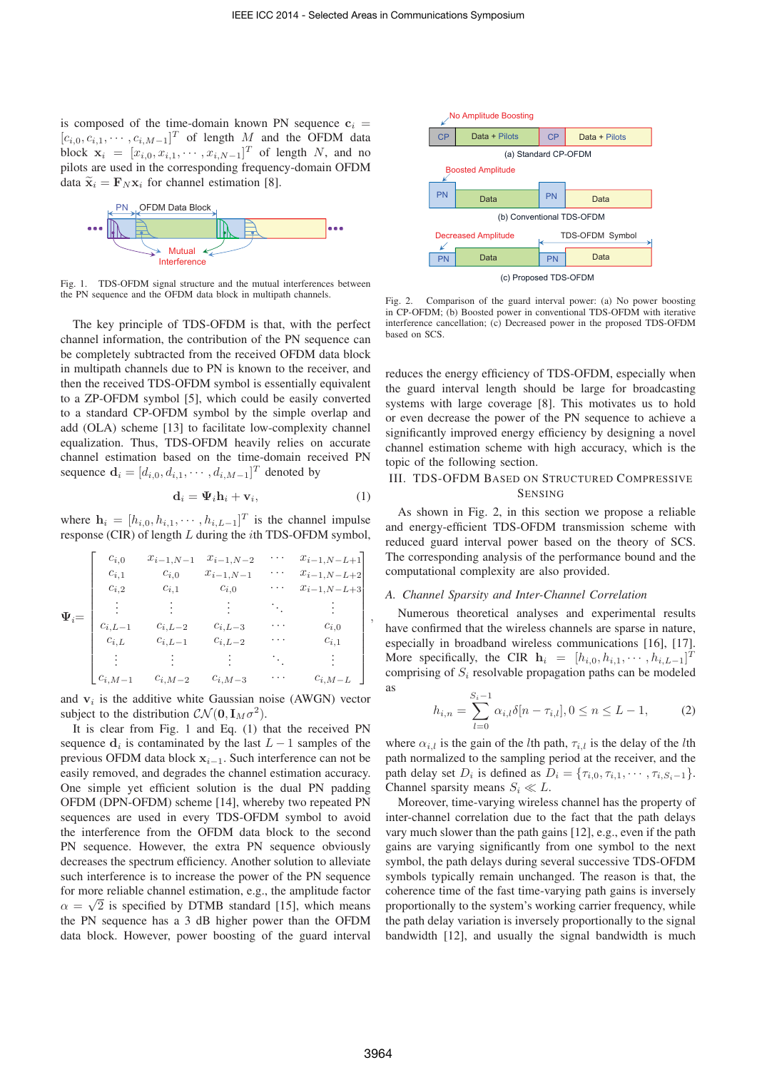is composed of the time-domain known PN sequence $\mathbf{c}_i = [c_{i,0}, c_{i,1}, \cdots, c_{i,M-1}]^T$ of length $M$ and the OFDM data block $\mathbf{x}_i = [x_{i,0}, x_{i,1}, \cdots, x_{i,N-1}]^T$ of length $N$, and no pilots are used in the corresponding frequency-domain OFDM data $\widetilde{\mathbf{x}}_i = \mathbf{F}_N \mathbf{x}_i$ for channel estimation [8].

Fig. 1. TDS-OFDM signal structure and the mutual interferences between the PN sequence and the OFDM data block in multipath channels.

The key principle of TDS-OFDM is that, with the perfect channel information, the contribution of the PN sequence can be completely subtracted from the received OFDM data block in multipath channels due to PN is known to the receiver, and then the received TDS-OFDM symbol is essentially equivalent to a ZP-OFDM symbol [5], which could be easily converted to a standard CP-OFDM symbol by the simple overlap and add (OLA) scheme [13] to facilitate low-complexity channel equalization. Thus, TDS-OFDM heavily relies on accurate channel estimation based on the time-domain received PN sequence $\mathbf{d}_i = [d_{i,0}, d_{i,1}, \cdots, d_{i,M-1}]^T$ denoted by

$$\mathbf{d}_i = \mathbf{\Psi}_i \mathbf{h}_i + \mathbf{v}_i, \tag{1}$$

where $\mathbf{h}_i = [h_{i,0}, h_{i,1}, \cdots, h_{i,L-1}]^T$ is the channel impulse response (CIR) of length $L$ during the $i$th TDS-OFDM symbol,

$$\mathbf{\Psi}_i = \begin{bmatrix} c_{i,0} & x_{i-1,N-1} & x_{i-1,N-2} & \cdots & x_{i-1,N-L+1} \\ c_{i,1} & c_{i,0} & x_{i-1,N-1} & \cdots & x_{i-1,N-L+2} \\ c_{i,2} & c_{i,1} & c_{i,0} & \cdots & x_{i-1,N-L+3} \\ \vdots & \vdots & \vdots & \ddots & \vdots \\ c_{i,L-1} & c_{i,L-2} & c_{i,L-3} & \cdots & c_{i,0} \\ c_{i,L} & c_{i,L-1} & c_{i,L-2} & \cdots & c_{i,1} \\ \vdots & \vdots & \vdots & \ddots & \vdots \\ c_{i,M-1} & c_{i,M-2} & c_{i,M-3} & \cdots & c_{i,M-L} \end{bmatrix},$$

and $\mathbf{v}_i$ is the additive white Gaussian noise (AWGN) vector subject to the distribution $\mathcal{CN}(\mathbf{0}, \mathbf{I}_M \sigma^2)$.

It is clear from Fig. 1 and Eq. (1) that the received PN sequence $\mathbf{d}_i$ is contaminated by the last $L-1$ samples of the previous OFDM data block $\mathbf{x}_{i-1}$. Such interference can not be easily removed, and degrades the channel estimation accuracy. One simple yet efficient solution is the dual PN padding OFDM (DPN-OFDM) scheme [14], whereby two repeated PN sequences are used in every TDS-OFDM symbol to avoid the interference from the OFDM data block to the second PN sequence. However, the extra PN sequence obviously decreases the spectrum efficiency. Another solution to alleviate such interference is to increase the power of the PN sequence for more reliable channel estimation, e.g., the amplitude factor $\alpha = \sqrt{2}$ is specified by DTMB standard [15], which means the PN sequence has a 3 dB higher power than the OFDM data block. However, power boosting of the guard interval reduces the energy efficiency of TDS-OFDM, especially when the guard interval length should be large for broadcasting systems with large coverage [8]. This motivates us to hold or even decrease the power of the PN sequence to achieve a significantly improved energy efficiency by designing a novel channel estimation scheme with high accuracy, which is the topic of the following section.

Fig. 2. Comparison of the guard interval power: (a) No power boosting in CP-OFDM; (b) Boosted power in conventional TDS-OFDM with iterative interference cancellation; (c) Decreased power in the proposed TDS-OFDM based on SCS.

## III. TDS-OFDM Based on Structured Compressive Sensing

As shown in Fig. 2, in this section we propose a reliable and energy-efficient TDS-OFDM transmission scheme with reduced guard interval power based on the theory of SCS. The corresponding analysis of the performance bound and the computational complexity are also provided.

### *A. Channel Sparsity and Inter-Channel Correlation*

Numerous theoretical analyses and experimental results have confirmed that the wireless channels are sparse in nature, especially in broadband wireless communications [16], [17]. More specifically, the CIR $\mathbf{h}_i = [h_{i,0}, h_{i,1}, \cdots, h_{i,L-1}]^T$ comprising of $S_i$ resolvable propagation paths can be modeled as

$$h_{i,n} = \sum_{l=0}^{S_i-1} \alpha_{i,l} \delta[n - \tau_{i,l}], 0 \le n \le L-1, \tag{2}$$

where $\alpha_{i,l}$ is the gain of the $l$th path, $\tau_{i,l}$ is the delay of the $l$th path normalized to the sampling period at the receiver, and the path delay set $D_i$ is defined as $D_i = \{\tau_{i,0}, \tau_{i,1}, \cdots, \tau_{i,S_i-1}\}$. Channel sparsity means $S_i \ll L$.

Moreover, time-varying wireless channel has the property of inter-channel correlation due to the fact that the path delays vary much slower than the path gains [12], e.g., even if the path gains are varying significantly from one symbol to the next symbol, the path delays during several successive TDS-OFDM symbols typically remain unchanged. The reason is that, the coherence time of the fast time-varying path gains is inversely proportionally to the system's working carrier frequency, while the path delay variation is inversely proportionally to the signal bandwidth [12], and usually the signal bandwidth is much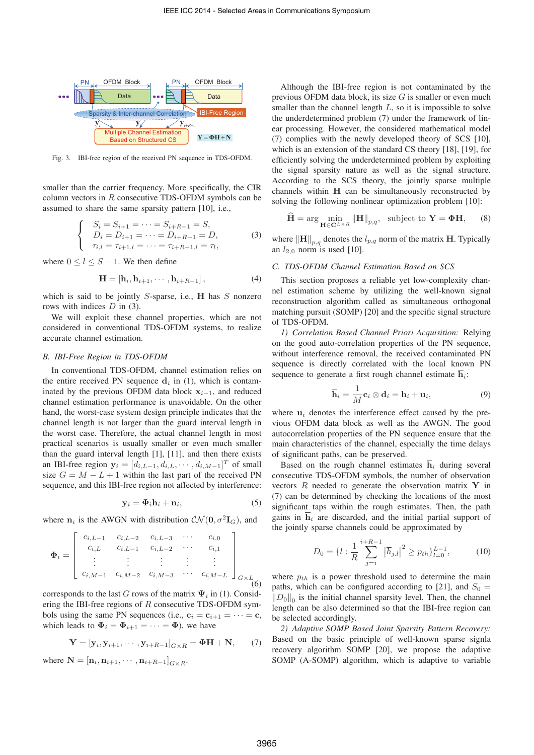Fig. 3. IBI-free region of the received PN sequence in TDS-OFDM.

smaller than the carrier frequency. More specifically, the CIR column vectors in $R$ consecutive TDS-OFDM symbols can be assumed to share the same sparsity pattern [10], i.e.,

$$\begin{cases} S_i = S_{i+1} = \cdots = S_{i+R-1} = S, \\ D_i = D_{i+1} = \cdots = D_{i+R-1} = D, \\ \tau_{i,l} = \tau_{i+1,l} = \cdots = \tau_{i+R-1,l} = \tau_l, \end{cases} \tag{3}$$

where $0 \le l \le S-1$. We then define

$$\mathbf{H} = [\mathbf{h}_i, \mathbf{h}_{i+1}, \cdots, \mathbf{h}_{i+R-1}], \tag{4}$$

which is said to be jointly $S$-sparse, i.e., $\mathbf{H}$ has $S$ nonzero rows with indices $D$ in (3).

We will exploit these channel properties, which are not considered in conventional TDS-OFDM systems, to realize accurate channel estimation.

### B. IBI-Free Region in TDS-OFDM

In conventional TDS-OFDM, channel estimation relies on the entire received PN sequence $\mathbf{d}_i$ in (1), which is contaminated by the previous OFDM data block $\mathbf{x}_{i-1}$, and reduced channel estimation performance is unavoidable. On the other hand, the worst-case system design principle indicates that the channel length is not larger than the guard interval length in the worst case. Therefore, the actual channel length in most practical scenarios is usually smaller or even much smaller than the guard interval length [1], [11], and then there exists an IBI-free region $\mathbf{y}_i = [d_{i,L-1}, d_{i,L}, \cdots, d_{i,M-1}]^T$ of small size $G = M - L + 1$ within the last part of the received PN sequence, and this IBI-free region not affected by interference:

$$\mathbf{y}_i = \mathbf{\Phi}_i \mathbf{h}_i + \mathbf{n}_i, \tag{5}$$

where $\mathbf{n}_i$ is the AWGN with distribution $\mathcal{CN}(\mathbf{0}, \sigma^2\mathbf{I}_G)$, and

$$\mathbf{\Phi}_i = \begin{bmatrix} c_{i,L-1} & c_{i,L-2} & c_{i,L-3} & \cdots & c_{i,0} \\ c_{i,L} & c_{i,L-1} & c_{i,L-2} & \cdots & c_{i,1} \\ \vdots & \vdots & \vdots & \vdots & \vdots \\ c_{i,M-1} & c_{i,M-2} & c_{i,M-3} & \cdots & c_{i,M-L} \end{bmatrix}_{G\times L} \tag{6}$$

corresponds to the last $G$ rows of the matrix $\mathbf{\Psi}_i$ in (1). Considering the IBI-free regions of $R$ consecutive TDS-OFDM symbols using the same PN sequences (i.e., $\mathbf{c}_i = \mathbf{c}_{i+1} = \cdots = \mathbf{c}$, which leads to $\mathbf{\Phi}_i = \mathbf{\Phi}_{i+1} = \cdots = \mathbf{\Phi}$), we have

$$\mathbf{Y} = [\mathbf{y}_i, \mathbf{y}_{i+1}, \cdots, \mathbf{y}_{i+R-1}]_{G\times R} = \mathbf{\Phi}\mathbf{H} + \mathbf{N}, \tag{7}$$

where $\mathbf{N} = [\mathbf{n}_i, \mathbf{n}_{i+1}, \cdots, \mathbf{n}_{i+R-1}]_{G\times R}$.

Although the IBI-free region is not contaminated by the previous OFDM data block, its size $G$ is smaller or even much smaller than the channel length $L$, so it is impossible to solve the underdetermined problem (7) under the framework of linear processing. However, the considered mathematical model (7) complies with the newly developed theory of SCS [10], which is an extension of the standard CS theory [18], [19], for efficiently solving the underdetermined problem by exploiting the signal sparsity nature as well as the signal structure. According to the SCS theory, the jointly sparse multiple channels within $\mathbf{H}$ can be simultaneously reconstructed by solving the following nonlinear optimization problem [10]:

$$\widehat{\mathbf{H}} = \arg \min_{\mathbf{H}\in\mathbf{C}^{L\times R}} \|\mathbf{H}\|_{p,q}, \quad \text{subject to } \mathbf{Y} = \mathbf{\Phi}\mathbf{H}, \tag{8}$$

where $\|\mathbf{H}\|_{p,q}$ denotes the $l_{p,q}$ norm of the matrix $\mathbf{H}$. Typically an $l_{2,0}$ norm is used [10].

### C. TDS-OFDM Channel Estimation Based on SCS

This section proposes a reliable yet low-complexity channel estimation scheme by utilizing the well-known signal reconstruction algorithm called as simultaneous orthogonal matching pursuit (SOMP) [20] and the specific signal structure of TDS-OFDM.

*1) Correlation Based Channel Priori Acquisition:* Relying on the good auto-correlation properties of the PN sequence, without interference removal, the received contaminated PN sequence is directly correlated with the local known PN sequence to generate a first rough channel estimate $\overline{\mathbf{h}}_i$:

$$\overline{\mathbf{h}}_i = \frac{1}{M}\mathbf{c}_i \otimes \mathbf{d}_i = \mathbf{h}_i + \mathbf{u}_i, \tag{9}$$

where $\mathbf{u}_i$ denotes the interference effect caused by the previous OFDM data block as well as the AWGN. The good autocorrelation properties of the PN sequence ensure that the main characteristics of the channel, especially the time delays of significant paths, can be preserved.

Based on the rough channel estimates $\overline{\mathbf{h}}_i$ during several consecutive TDS-OFDM symbols, the number of observation vectors $R$ needed to generate the observation matrix $\mathbf{Y}$ in (7) can be determined by checking the locations of the most significant taps within the rough estimates. Then, the path gains in $\overline{\mathbf{h}}_i$ are discarded, and the initial partial support of the jointly sparse channels could be approximated by

$$D_0 = \{l : \frac{1}{R}\sum_{j=i}^{i+R-1} \left|\overline{h}_{j,l}\right|^2 \ge p_{th}\}_{l=0}^{L-1}, \tag{10}$$

where $p_{th}$ is a power threshold used to determine the main paths, which can be configured according to [21], and $S_0 = \|D_0\|_0$ is the initial channel sparsity level. Then, the channel length can be also determined so that the IBI-free region can be selected accordingly.

*2) Adaptive SOMP Based Joint Sparsity Pattern Recovery:* Based on the basic principle of well-known sparse signla recovery algorithm SOMP [20], we propose the adaptive SOMP (A-SOMP) algorithm, which is adaptive to variable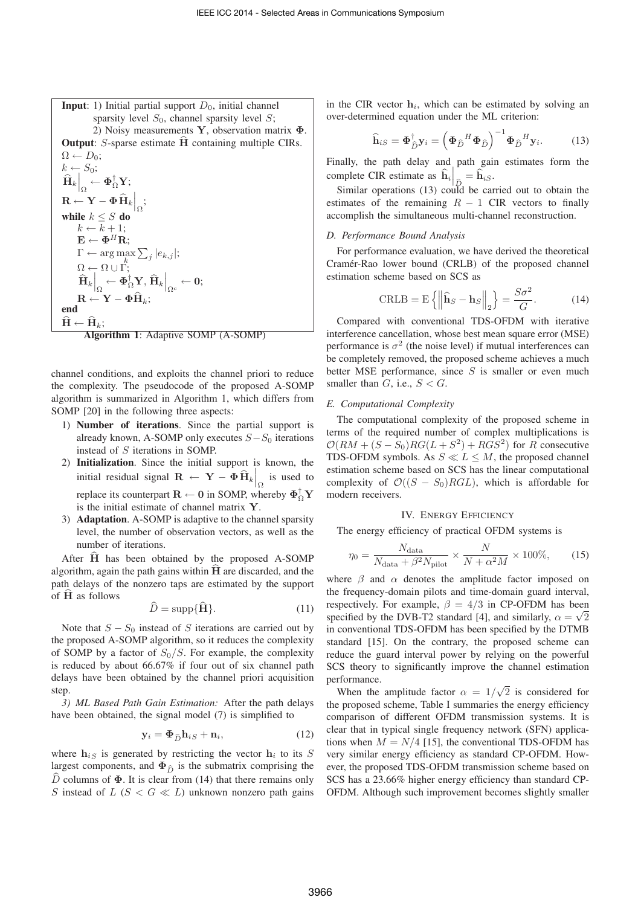**Input**: 1) Initial partial support $D_0$, initial channel sparsity level $S_0$, channel sparsity level $S$;
2) Noisy measurements $\mathbf{Y}$, observation matrix $\mathbf{\Phi}$.

**Output**: $S$-sparse estimate $\widehat{\mathbf{H}}$ containing multiple CIRs.

$\Omega \leftarrow D_0$;
$k \leftarrow S_0$;
$\widehat{\mathbf{H}}_k\Big|_{\Omega} \leftarrow \mathbf{\Phi}_{\Omega}^{\dagger}\mathbf{Y}$;
$\mathbf{R} \leftarrow \mathbf{Y} - \mathbf{\Phi}\widehat{\mathbf{H}}_k\Big|_{\Omega}$;
**while** $k \leq S$ **do**
  $k \leftarrow k+1$;
  $\mathbf{E} \leftarrow \mathbf{\Phi}^H\mathbf{R}$;
  $\Gamma \leftarrow \arg\max_k \sum_j |e_{k,j}|$;
  $\Omega \leftarrow \Omega \cup \Gamma$;
  $\widehat{\mathbf{H}}_k\Big|_{\Omega} \leftarrow \mathbf{\Phi}_{\Omega}^{\dagger}\mathbf{Y}$, $\widehat{\mathbf{H}}_k\Big|_{\Omega^c} \leftarrow \mathbf{0}$;
  $\mathbf{R} \leftarrow \mathbf{Y} - \mathbf{\Phi}\widehat{\mathbf{H}}_k$;
**end**
$\widehat{\mathbf{H}} \leftarrow \widehat{\mathbf{H}}_k$;

**Algorithm 1**: Adaptive SOMP (A-SOMP)

channel conditions, and exploits the channel priori to reduce the complexity. The pseudocode of the proposed A-SOMP algorithm is summarized in Algorithm 1, which differs from SOMP [20] in the following three aspects:

1) **Number of iterations**. Since the partial support is already known, A-SOMP only executes $S-S_0$ iterations instead of $S$ iterations in SOMP.
2) **Initialization**. Since the initial support is known, the initial residual signal $\mathbf{R} \leftarrow \mathbf{Y} - \mathbf{\Phi}\widehat{\mathbf{H}}_k\Big|_{\Omega}$ is used to replace its counterpart $\mathbf{R} \leftarrow \mathbf{0}$ in SOMP, whereby $\mathbf{\Phi}_{\Omega}^{\dagger}\mathbf{Y}$ is the initial estimate of channel matrix $\mathbf{Y}$.
3) **Adaptation**. A-SOMP is adaptive to the channel sparsity level, the number of observation vectors, as well as the number of iterations.

After $\widehat{\mathbf{H}}$ has been obtained by the proposed A-SOMP algorithm, again the path gains within $\widehat{\mathbf{H}}$ are discarded, and the path delays of the nonzero taps are estimated by the support of $\widehat{\mathbf{H}}$ as follows

$$\widehat{D} = \text{supp}\{\widehat{\mathbf{H}}\}. \tag{11}$$

Note that $S-S_0$ instead of $S$ iterations are carried out by the proposed A-SOMP algorithm, so it reduces the complexity of SOMP by a factor of $S_0/S$. For example, the complexity is reduced by about 66.67% if four out of six channel path delays have been obtained by the channel priori acquisition step.

*3) ML Based Path Gain Estimation:* After the path delays have been obtained, the signal model (7) is simplified to

$$\mathbf{y}_i = \mathbf{\Phi}_{\widehat{D}}\mathbf{h}_{iS} + \mathbf{n}_i, \tag{12}$$

where $\mathbf{h}_{iS}$ is generated by restricting the vector $\mathbf{h}_i$ to its $S$ largest components, and $\mathbf{\Phi}_{\widehat{D}}$ is the submatrix comprising the $\widehat{D}$ columns of $\mathbf{\Phi}$. It is clear from (14) that there remains only $S$ instead of $L$ ($S < G \ll L$) unknown nonzero path gains in the CIR vector $\mathbf{h}_i$, which can be estimated by solving an over-determined equation under the ML criterion:

$$\widehat{\mathbf{h}}_{iS} = \mathbf{\Phi}_{\widehat{D}}^{\dagger}\mathbf{y}_i = \left(\mathbf{\Phi}_{\widehat{D}}{}^H\mathbf{\Phi}_{\widehat{D}}\right)^{-1}\mathbf{\Phi}_{\widehat{D}}{}^H\mathbf{y}_i. \tag{13}$$

Finally, the path delay and path gain estimates form the complete CIR estimate as $\widehat{\mathbf{h}}_i\Big|_{\widehat{D}} = \widehat{\mathbf{h}}_{iS}$.

Similar operations (13) could be carried out to obtain the estimates of the remaining $R-1$ CIR vectors to finally accomplish the simultaneous multi-channel reconstruction.

### *D. Performance Bound Analysis*

For performance evaluation, we have derived the theoretical Cramér-Rao lower bound (CRLB) of the proposed channel estimation scheme based on SCS as

$$\text{CRLB} = \text{E}\left\{\left\|\widehat{\mathbf{h}}_S - \mathbf{h}_S\right\|_2\right\} = \frac{S\sigma^2}{G}. \tag{14}$$

Compared with conventional TDS-OFDM with iterative interference cancellation, whose best mean square error (MSE) performance is $\sigma^2$ (the noise level) if mutual interferences can be completely removed, the proposed scheme achieves a much better MSE performance, since $S$ is smaller or even much smaller than $G$, i.e., $S < G$.

### *E. Computational Complexity*

The computational complexity of the proposed scheme in terms of the required number of complex multiplications is $\mathcal{O}(RM + (S-S_0)RG(L+S^2) + RGS^2)$ for $R$ consecutive TDS-OFDM symbols. As $S \ll L \leq M$, the proposed channel estimation scheme based on SCS has the linear computational complexity of $\mathcal{O}((S-S_0)RGL)$, which is affordable for modern receivers.

## IV. Energy Efficiency

The energy efficiency of practical OFDM systems is

$$\eta_0 = \frac{N_{\text{data}}}{N_{\text{data}} + \beta^2 N_{\text{pilot}}} \times \frac{N}{N + \alpha^2 M} \times 100\%, \tag{15}$$

where $\beta$ and $\alpha$ denotes the amplitude factor imposed on the frequency-domain pilots and time-domain guard interval, respectively. For example, $\beta = 4/3$ in CP-OFDM has been specified by the DVB-T2 standard [4], and similarly, $\alpha = \sqrt{2}$ in conventional TDS-OFDM has been specified by the DTMB standard [15]. On the contrary, the proposed scheme can reduce the guard interval power by relying on the powerful SCS theory to significantly improve the channel estimation performance.

When the amplitude factor $\alpha = 1/\sqrt{2}$ is considered for the proposed scheme, Table I summaries the energy efficiency comparison of different OFDM transmission systems. It is clear that in typical single frequency network (SFN) applications when $M = N/4$ [15], the conventional TDS-OFDM has very similar energy efficiency as standard CP-OFDM. However, the proposed TDS-OFDM transmission scheme based on SCS has a 23.66% higher energy efficiency than standard CP-OFDM. Although such improvement becomes slightly smaller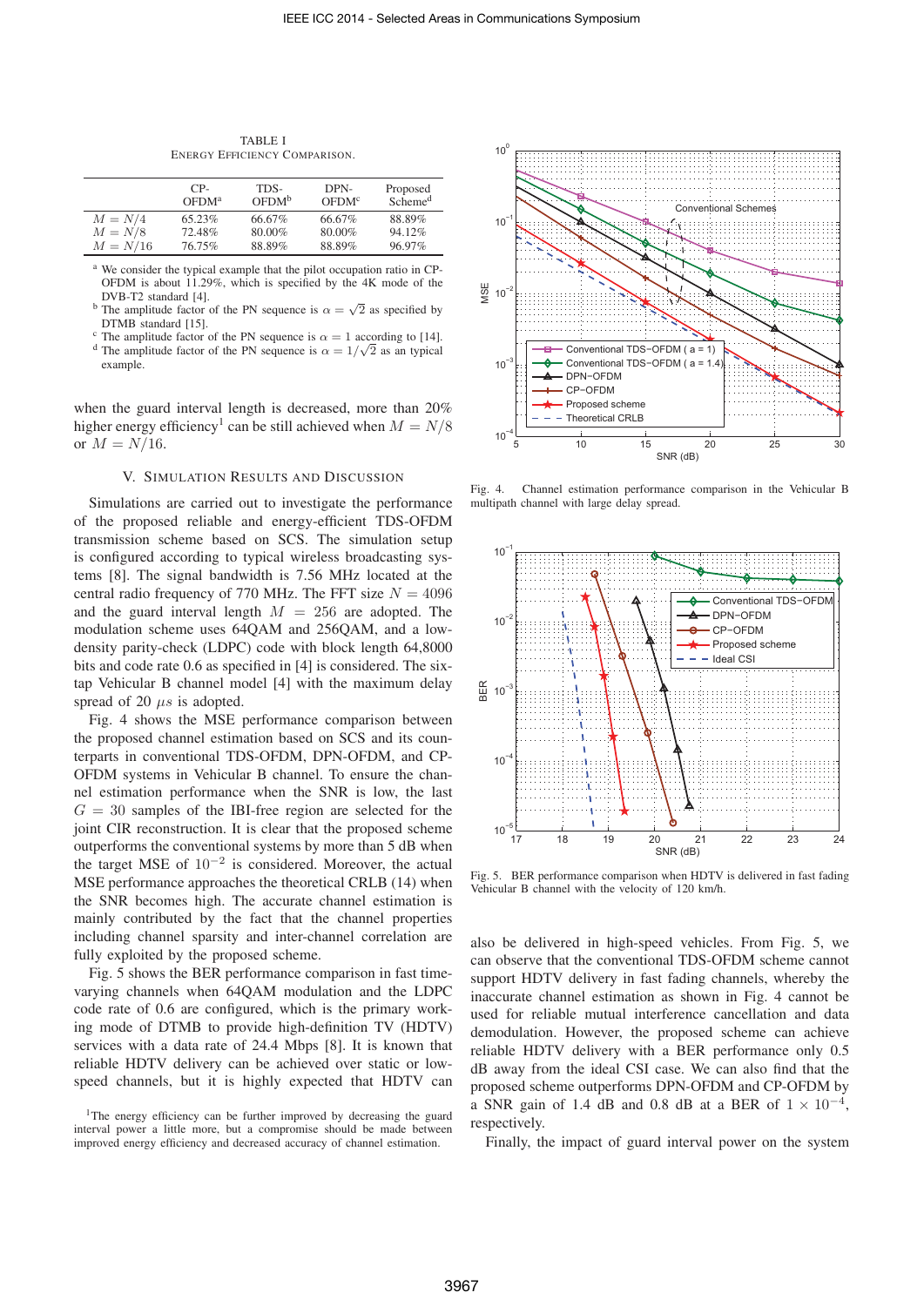TABLE I
ENERGY EFFICIENCY COMPARISON.

| | CP-OFDM[a] | TDS-OFDM[b] | DPN-OFDM[c] | Proposed Scheme[d] |
|---|---|---|---|---|
| $M = N/4$ | 65.23% | 66.67% | 66.67% | 88.89% |
| $M = N/8$ | 72.48% | 80.00% | 80.00% | 94.12% |
| $M = N/16$ | 76.75% | 88.89% | 88.89% | 96.97% |

[a] We consider the typical example that the pilot occupation ratio in CP-OFDM is about 11.29%, which is specified by the 4K mode of the DVB-T2 standard [4].
[b] The amplitude factor of the PN sequence is $\alpha = \sqrt{2}$ as specified by DTMB standard [15].
[c] The amplitude factor of the PN sequence is $\alpha = 1$ according to [14].
[d] The amplitude factor of the PN sequence is $\alpha = 1/\sqrt{2}$ as an typical example.

when the guard interval length is decreased, more than 20% higher energy efficiency[1] can be still achieved when $M = N/8$ or $M = N/16$.

## V. SIMULATION RESULTS AND DISCUSSION

Simulations are carried out to investigate the performance of the proposed reliable and energy-efficient TDS-OFDM transmission scheme based on SCS. The simulation setup is configured according to typical wireless broadcasting systems [8]. The signal bandwidth is 7.56 MHz located at the central radio frequency of 770 MHz. The FFT size $N = 4096$ and the guard interval length $M = 256$ are adopted. The modulation scheme uses 64QAM and 256QAM, and a low-density parity-check (LDPC) code with block length 64,8000 bits and code rate 0.6 as specified in [4] is considered. The six-tap Vehicular B channel model [4] with the maximum delay spread of 20 $\mu s$ is adopted.

Fig. 4 shows the MSE performance comparison between the proposed channel estimation based on SCS and its counterparts in conventional TDS-OFDM, DPN-OFDM, and CP-OFDM systems in Vehicular B channel. To ensure the channel estimation performance when the SNR is low, the last $G = 30$ samples of the IBI-free region are selected for the joint CIR reconstruction. It is clear that the proposed scheme outperforms the conventional systems by more than 5 dB when the target MSE of $10^{-2}$ is considered. Moreover, the actual MSE performance approaches the theoretical CRLB (14) when the SNR becomes high. The accurate channel estimation is mainly contributed by the fact that the channel properties including channel sparsity and inter-channel correlation are fully exploited by the proposed scheme.

Fig. 5 shows the BER performance comparison in fast time-varying channels when 64QAM modulation and the LDPC code rate of 0.6 are configured, which is the primary working mode of DTMB to provide high-definition TV (HDTV) services with a data rate of 24.4 Mbps [8]. It is known that reliable HDTV delivery can be achieved over static or low-speed channels, but it is highly expected that HDTV can also be delivered in high-speed vehicles. From Fig. 5, we can observe that the conventional TDS-OFDM scheme cannot support HDTV delivery in fast fading channels, whereby the inaccurate channel estimation as shown in Fig. 4 cannot be used for reliable mutual interference cancellation and data demodulation. However, the proposed scheme can achieve reliable HDTV delivery with a BER performance only 0.5 dB away from the ideal CSI case. We can also find that the proposed scheme outperforms DPN-OFDM and CP-OFDM by a SNR gain of 1.4 dB and 0.8 dB at a BER of $1 \times 10^{-4}$, respectively.

Finally, the impact of guard interval power on the system

[1] The energy efficiency can be further improved by decreasing the guard interval power a little more, but a compromise should be made between improved energy efficiency and decreased accuracy of channel estimation.

Fig. 4. Channel estimation performance comparison in the Vehicular B multipath channel with large delay spread.

Fig. 5. BER performance comparison when HDTV is delivered in fast fading Vehicular B channel with the velocity of 120 km/h.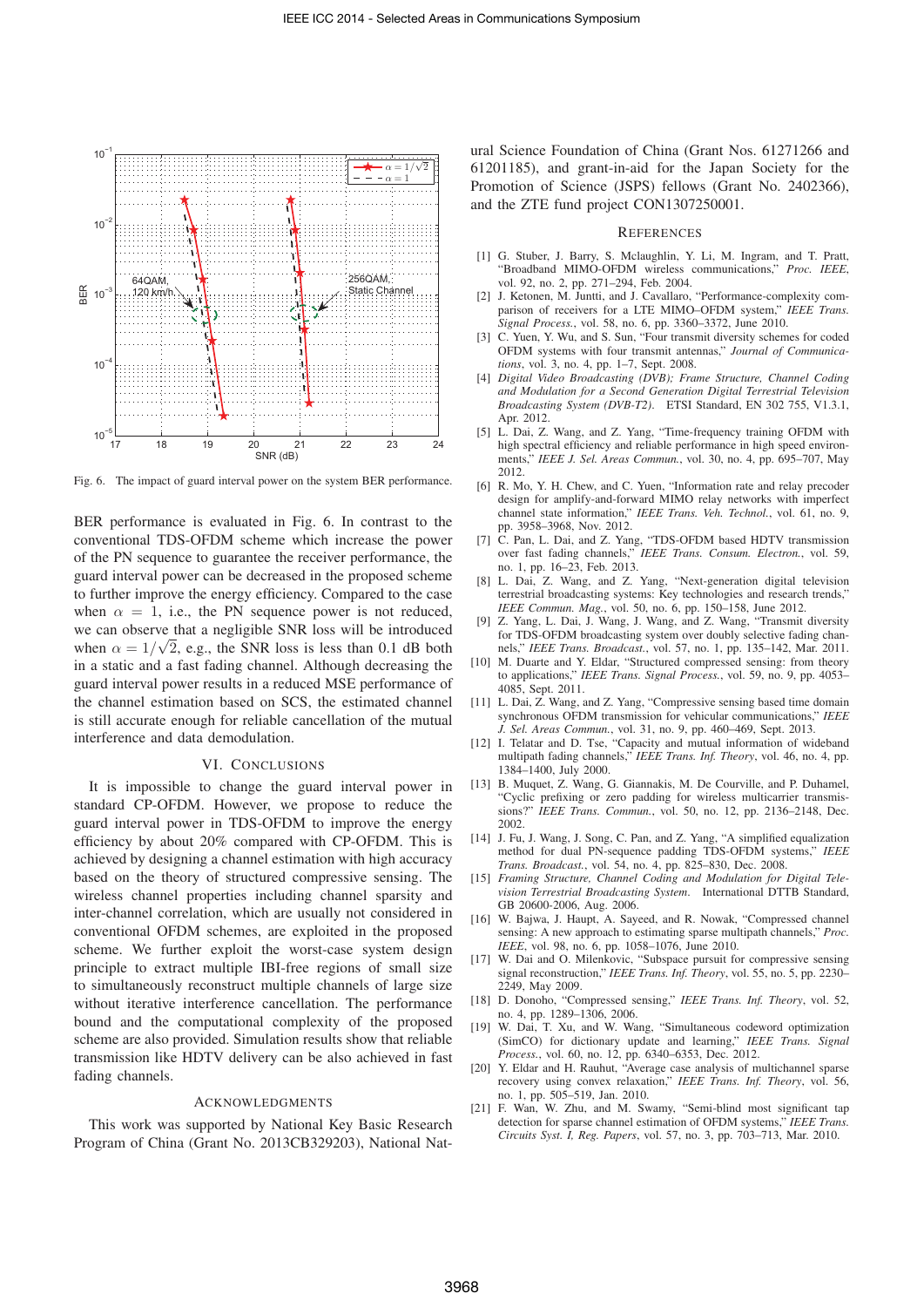$10^{-1}$

$10^{-2}$

$10^{-3}$

$10^{-4}$

$10^{-5}$

BER

17 18 19 20 21 22 23 24

SNR (dB)

$\alpha = 1/\sqrt{2}$

$\alpha = 1$

64QAM, 120 km/h

256QAM, Static Channel

Fig. 6. The impact of guard interval power on the system BER performance.

BER performance is evaluated in Fig. 6. In contrast to the conventional TDS-OFDM scheme which increase the power of the PN sequence to guarantee the receiver performance, the guard interval power can be decreased in the proposed scheme to further improve the energy efficiency. Compared to the case when $\alpha = 1$, i.e., the PN sequence power is not reduced, we can observe that a negligible SNR loss will be introduced when $\alpha = 1/\sqrt{2}$, e.g., the SNR loss is less than 0.1 dB both in a static and a fast fading channel. Although decreasing the guard interval power results in a reduced MSE performance of the channel estimation based on SCS, the estimated channel is still accurate enough for reliable cancellation of the mutual interference and data demodulation.

## VI. Conclusions

It is impossible to change the guard interval power in standard CP-OFDM. However, we propose to reduce the guard interval power in TDS-OFDM to improve the energy efficiency by about 20% compared with CP-OFDM. This is achieved by designing a channel estimation with high accuracy based on the theory of structured compressive sensing. The wireless channel properties including channel sparsity and inter-channel correlation, which are usually not considered in conventional OFDM schemes, are exploited in the proposed scheme. We further exploit the worst-case system design principle to extract multiple IBI-free regions of small size to simultaneously reconstruct multiple channels of large size without iterative interference cancellation. The performance bound and the computational complexity of the proposed scheme are also provided. Simulation results show that reliable transmission like HDTV delivery can be also achieved in fast fading channels.

## Acknowledgments

This work was supported by National Key Basic Research Program of China (Grant No. 2013CB329203), National Natural Science Foundation of China (Grant Nos. 61271266 and 61201185), and grant-in-aid for the Japan Society for the Promotion of Science (JSPS) fellows (Grant No. 2402366), and the ZTE fund project CON1307250001.

## References

[1] G. Stuber, J. Barry, S. Mclaughlin, Y. Li, M. Ingram, and T. Pratt, "Broadband MIMO-OFDM wireless communications," *Proc. IEEE*, vol. 92, no. 2, pp. 271–294, Feb. 2004.

[2] J. Ketonen, M. Juntti, and J. Cavallaro, "Performance-complexity comparison of receivers for a LTE MIMO–OFDM system," *IEEE Trans. Signal Process.*, vol. 58, no. 6, pp. 3360–3372, June 2010.

[3] C. Yuen, Y. Wu, and S. Sun, "Four transmit diversity schemes for coded OFDM systems with four transmit antennas," *Journal of Communications*, vol. 3, no. 4, pp. 1–7, Sept. 2008.

[4] *Digital Video Broadcasting (DVB); Frame Structure, Channel Coding and Modulation for a Second Generation Digital Terrestrial Television Broadcasting System (DVB-T2)*. ETSI Standard, EN 302 755, V1.3.1, Apr. 2012.

[5] L. Dai, Z. Wang, and Z. Yang, "Time-frequency training OFDM with high spectral efficiency and reliable performance in high speed environments," *IEEE J. Sel. Areas Commun.*, vol. 30, no. 4, pp. 695–707, May 2012.

[6] R. Mo, Y. H. Chew, and C. Yuen, "Information rate and relay precoder design for amplify-and-forward MIMO relay networks with imperfect channel state information," *IEEE Trans. Veh. Technol.*, vol. 61, no. 9, pp. 3958–3968, Nov. 2012.

[7] C. Pan, L. Dai, and Z. Yang, "TDS-OFDM based HDTV transmission over fast fading channels," *IEEE Trans. Consum. Electron.*, vol. 59, no. 1, pp. 16–23, Feb. 2013.

[8] L. Dai, Z. Wang, and Z. Yang, "Next-generation digital television terrestrial broadcasting systems: Key technologies and research trends," *IEEE Commun. Mag.*, vol. 50, no. 6, pp. 150–158, June 2012.

[9] Z. Yang, L. Dai, J. Wang, J. Wang, and Z. Wang, "Transmit diversity for TDS-OFDM broadcasting system over doubly selective fading channels," *IEEE Trans. Broadcast.*, vol. 57, no. 1, pp. 135–142, Mar. 2011.

[10] M. Duarte and Y. Eldar, "Structured compressed sensing: from theory to applications," *IEEE Trans. Signal Process.*, vol. 59, no. 9, pp. 4053–4085, Sept. 2011.

[11] L. Dai, Z. Wang, and Z. Yang, "Compressive sensing based time domain synchronous OFDM transmission for vehicular communications," *IEEE J. Sel. Areas Commun.*, vol. 31, no. 9, pp. 460–469, Sept. 2013.

[12] I. Telatar and D. Tse, "Capacity and mutual information of wideband multipath fading channels," *IEEE Trans. Inf. Theory*, vol. 46, no. 4, pp. 1384–1400, July 2000.

[13] B. Muquet, Z. Wang, G. Giannakis, M. De Courville, and P. Duhamel, "Cyclic prefixing or zero padding for wireless multicarrier transmissions?" *IEEE Trans. Commun.*, vol. 50, no. 12, pp. 2136–2148, Dec. 2002.

[14] J. Fu, J. Wang, J. Song, C. Pan, and Z. Yang, "A simplified equalization method for dual PN-sequence padding TDS-OFDM systems," *IEEE Trans. Broadcast.*, vol. 54, no. 4, pp. 825–830, Dec. 2008.

[15] *Framing Structure, Channel Coding and Modulation for Digital Television Terrestrial Broadcasting System*. International DTTB Standard, GB 20600-2006, Aug. 2006.

[16] W. Bajwa, J. Haupt, A. Sayeed, and R. Nowak, "Compressed channel sensing: A new approach to estimating sparse multipath channels," *Proc. IEEE*, vol. 98, no. 6, pp. 1058–1076, June 2010.

[17] W. Dai and O. Milenkovic, "Subspace pursuit for compressive sensing signal reconstruction," *IEEE Trans. Inf. Theory*, vol. 55, no. 5, pp. 2230–2249, May 2009.

[18] D. Donoho, "Compressed sensing," *IEEE Trans. Inf. Theory*, vol. 52, no. 4, pp. 1289–1306, 2006.

[19] W. Dai, T. Xu, and W. Wang, "Simultaneous codeword optimization (SimCO) for dictionary update and learning," *IEEE Trans. Signal Process.*, vol. 60, no. 12, pp. 6340–6353, Dec. 2012.

[20] Y. Eldar and H. Rauhut, "Average case analysis of multichannel sparse recovery using convex relaxation," *IEEE Trans. Inf. Theory*, vol. 56, no. 1, pp. 505–519, Jan. 2010.

[21] F. Wan, W. Zhu, and M. Swamy, "Semi-blind most significant tap detection for sparse channel estimation of OFDM systems," *IEEE Trans. Circuits Syst. I, Reg. Papers*, vol. 57, no. 3, pp. 703–713, Mar. 2010.